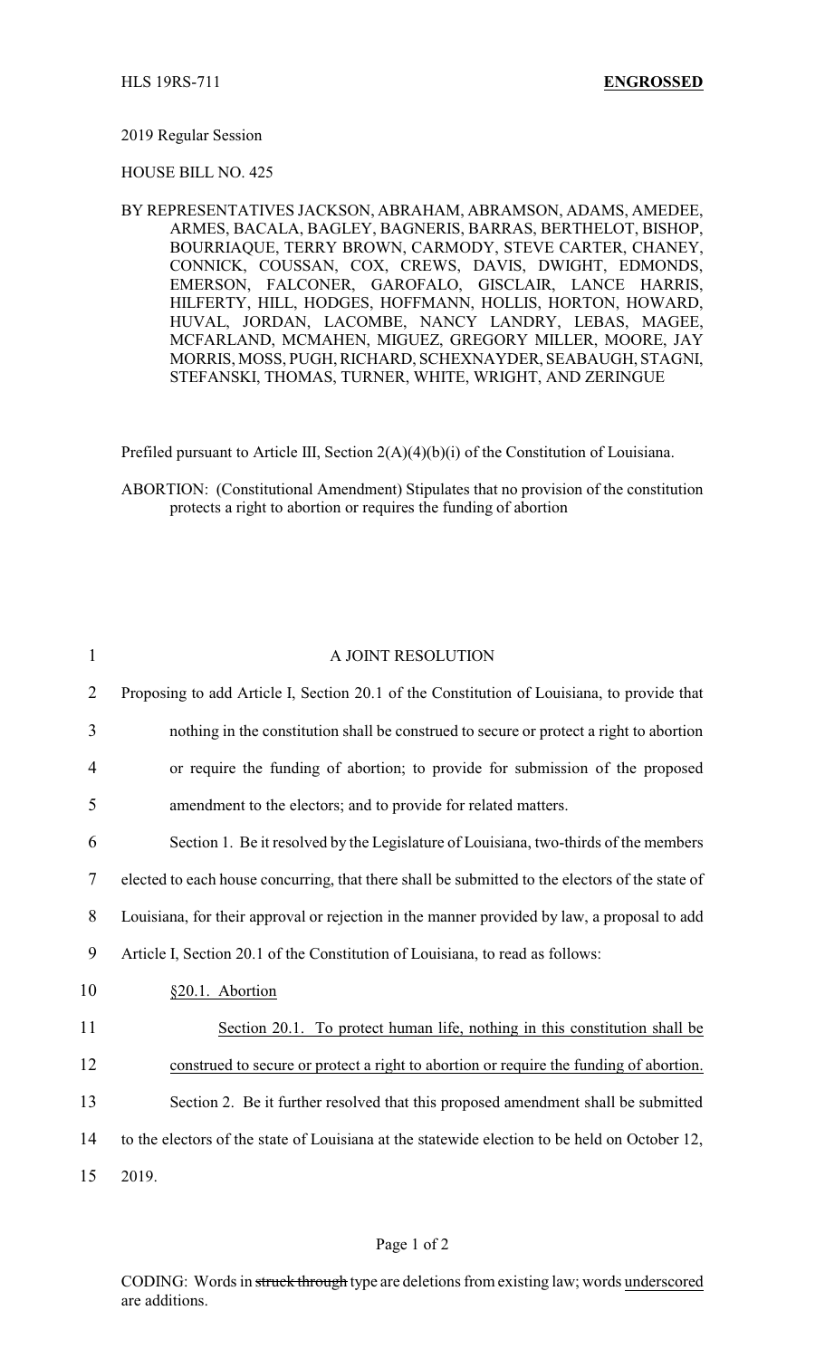HLS 19RS-711 **ENGROSSED**

2019 Regular Session

HOUSE BILL NO. 425

BY REPRESENTATIVES JACKSON, ABRAHAM, ABRAMSON, ADAMS, AMEDEE, ARMES, BACALA, BAGLEY, BAGNERIS, BARRAS, BERTHELOT, BISHOP, BOURRIAQUE, TERRY BROWN, CARMODY, STEVE CARTER, CHANEY, CONNICK, COUSSAN, COX, CREWS, DAVIS, DWIGHT, EDMONDS, EMERSON, FALCONER, GAROFALO, GISCLAIR, LANCE HARRIS, HILFERTY, HILL, HODGES, HOFFMANN, HOLLIS, HORTON, HOWARD, HUVAL, JORDAN, LACOMBE, NANCY LANDRY, LEBAS, MAGEE, MCFARLAND, MCMAHEN, MIGUEZ, GREGORY MILLER, MOORE, JAY MORRIS, MOSS, PUGH, RICHARD, SCHEXNAYDER, SEABAUGH, STAGNI, STEFANSKI, THOMAS, TURNER, WHITE, WRIGHT, AND ZERINGUE

Prefiled pursuant to Article III, Section 2(A)(4)(b)(i) of the Constitution of Louisiana.

ABORTION: (Constitutional Amendment) Stipulates that no provision of the constitution protects a right to abortion or requires the funding of abortion

1 A JOINT RESOLUTION

2 Proposing to add Article I, Section 20.1 of the Constitution of Louisiana, to provide that
3 nothing in the constitution shall be construed to secure or protect a right to abortion
4 or require the funding of abortion; to provide for submission of the proposed
5 amendment to the electors; and to provide for related matters.

6 Section 1. Be it resolved by the Legislature of Louisiana, two-thirds of the members
7 elected to each house concurring, that there shall be submitted to the electors of the state of
8 Louisiana, for their approval or rejection in the manner provided by law, a proposal to add
9 Article I, Section 20.1 of the Constitution of Louisiana, to read as follows:

10 <u>§20.1. Abortion</u>

11 <u>Section 20.1. To protect human life, nothing in this constitution shall be</u>
12 <u>construed to secure or protect a right to abortion or require the funding of abortion.</u>

13 Section 2. Be it further resolved that this proposed amendment shall be submitted
14 to the electors of the state of Louisiana at the statewide election to be held on October 12,
15 2019.

CODING: Words in ~~struck through~~ type are deletions from existing law; words <u>underscored</u> are additions.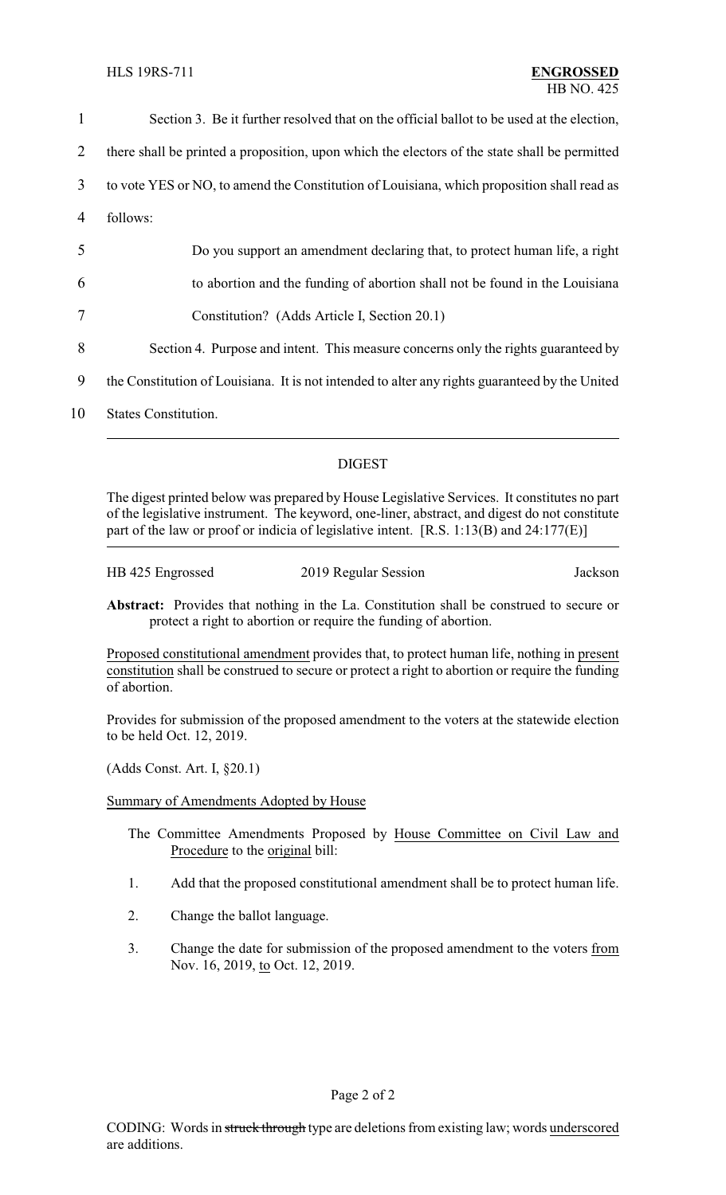Section 3. Be it further resolved that on the official ballot to be used at the election, there shall be printed a proposition, upon which the electors of the state shall be permitted to vote YES or NO, to amend the Constitution of Louisiana, which proposition shall read as follows:

> Do you support an amendment declaring that, to protect human life, a right to abortion and the funding of abortion shall not be found in the Louisiana Constitution? (Adds Article I, Section 20.1)

Section 4. Purpose and intent. This measure concerns only the rights guaranteed by the Constitution of Louisiana. It is not intended to alter any rights guaranteed by the United States Constitution.

## DIGEST

The digest printed below was prepared by House Legislative Services. It constitutes no part of the legislative instrument. The keyword, one-liner, abstract, and digest do not constitute part of the law or proof or indicia of legislative intent. [R.S. 1:13(B) and 24:177(E)]

HB 425 Engrossed 2019 Regular Session Jackson

**Abstract:** Provides that nothing in the La. Constitution shall be construed to secure or protect a right to abortion or require the funding of abortion.

Proposed constitutional amendment provides that, to protect human life, nothing in present constitution shall be construed to secure or protect a right to abortion or require the funding of abortion.

Provides for submission of the proposed amendment to the voters at the statewide election to be held Oct. 12, 2019.

(Adds Const. Art. I, §20.1)

Summary of Amendments Adopted by House

The Committee Amendments Proposed by House Committee on Civil Law and Procedure to the original bill:

1. Add that the proposed constitutional amendment shall be to protect human life.
2. Change the ballot language.
3. Change the date for submission of the proposed amendment to the voters from Nov. 16, 2019, to Oct. 12, 2019.

CODING: Words in ~~struck through~~ type are deletions from existing law; words underscored are additions.